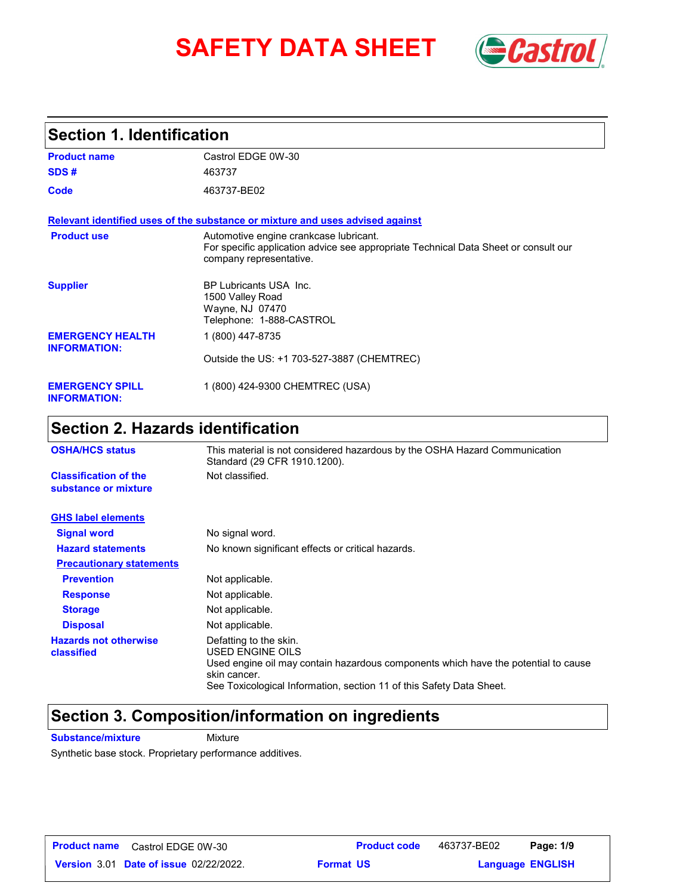# SAFETY DATA SHEET

## Section 1. Identification

| | |
|---|---|
| **Product name** | Castrol EDGE 0W-30 |
| **SDS #** | 463737 |
| **Code** | 463737-BE02 |

**Relevant identified uses of the substance or mixture and uses advised against**

| | |
|---|---|
| **Product use** | Automotive engine crankcase lubricant.<br>For specific application advice see appropriate Technical Data Sheet or consult our company representative. |
| **Supplier** | BP Lubricants USA Inc.<br>1500 Valley Road<br>Wayne, NJ 07470<br>Telephone: 1-888-CASTROL |
| **EMERGENCY HEALTH INFORMATION:** | 1 (800) 447-8735<br><br>Outside the US: +1 703-527-3887 (CHEMTREC) |
| **EMERGENCY SPILL INFORMATION:** | 1 (800) 424-9300 CHEMTREC (USA) |

## Section 2. Hazards identification

| | |
|---|---|
| **OSHA/HCS status** | This material is not considered hazardous by the OSHA Hazard Communication Standard (29 CFR 1910.1200). |
| **Classification of the substance or mixture** | Not classified. |

**GHS label elements**

| | |
|---|---|
| **Signal word** | No signal word. |
| **Hazard statements** | No known significant effects or critical hazards. |

**Precautionary statements**

| | |
|---|---|
| **Prevention** | Not applicable. |
| **Response** | Not applicable. |
| **Storage** | Not applicable. |
| **Disposal** | Not applicable. |
| **Hazards not otherwise classified** | Defatting to the skin.<br>USED ENGINE OILS<br>Used engine oil may contain hazardous components which have the potential to cause skin cancer.<br>See Toxicological Information, section 11 of this Safety Data Sheet. |

## Section 3. Composition/information on ingredients

**Substance/mixture** Mixture

Synthetic base stock. Proprietary performance additives.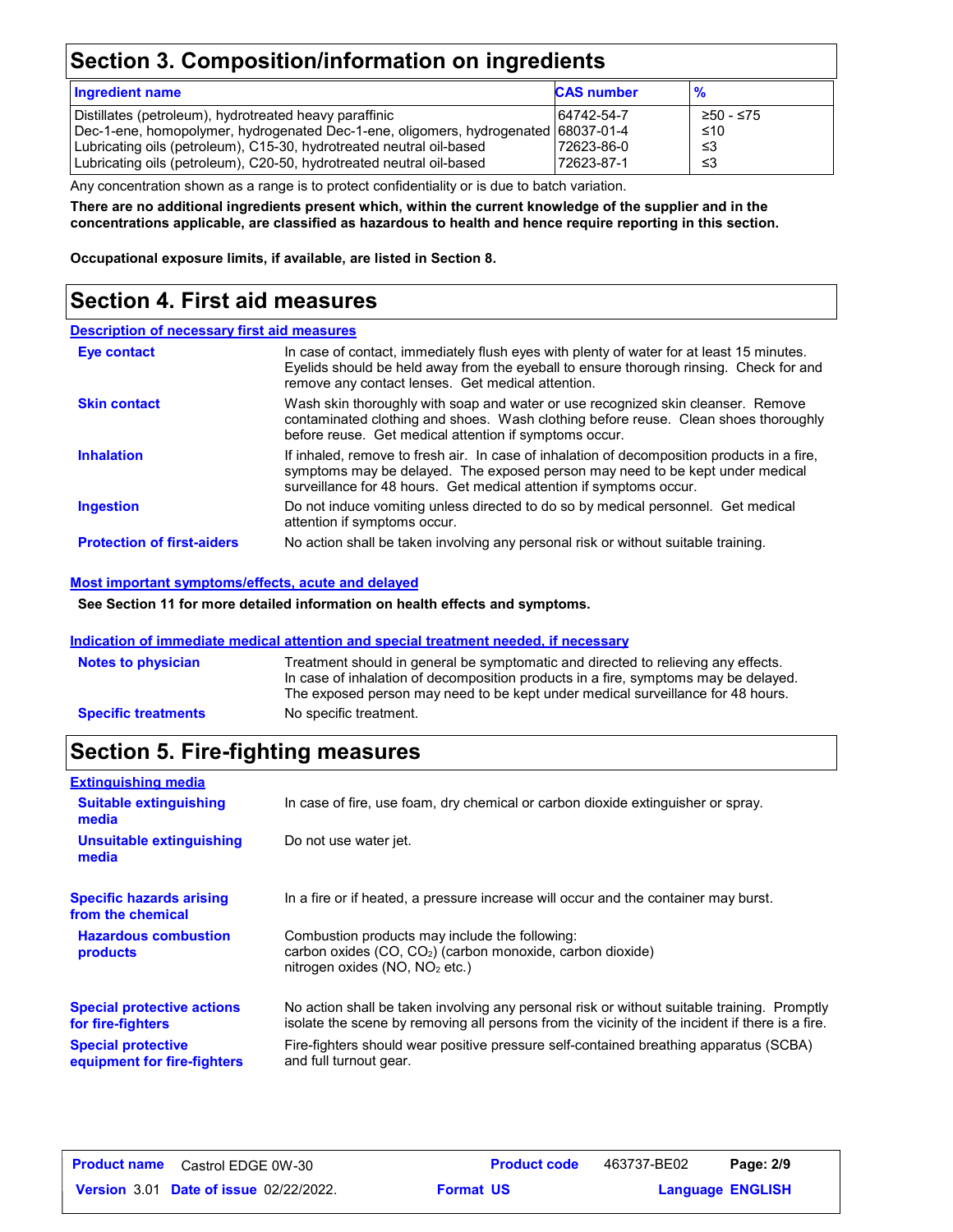## Section 3. Composition/information on ingredients

| Ingredient name | CAS number | % |
|---|---|---|
| Distillates (petroleum), hydrotreated heavy paraffinic | 64742-54-7 | ≥50 - ≤75 |
| Dec-1-ene, homopolymer, hydrogenated Dec-1-ene, oligomers, hydrogenated | 68037-01-4 | ≤10 |
| Lubricating oils (petroleum), C15-30, hydrotreated neutral oil-based | 72623-86-0 | ≤3 |
| Lubricating oils (petroleum), C20-50, hydrotreated neutral oil-based | 72623-87-1 | ≤3 |

Any concentration shown as a range is to protect confidentiality or is due to batch variation.

**There are no additional ingredients present which, within the current knowledge of the supplier and in the concentrations applicable, are classified as hazardous to health and hence require reporting in this section.**

**Occupational exposure limits, if available, are listed in Section 8.**

## Section 4. First aid measures

### Description of necessary first aid measures

**Eye contact**: In case of contact, immediately flush eyes with plenty of water for at least 15 minutes. Eyelids should be held away from the eyeball to ensure thorough rinsing. Check for and remove any contact lenses. Get medical attention.

**Skin contact**: Wash skin thoroughly with soap and water or use recognized skin cleanser. Remove contaminated clothing and shoes. Wash clothing before reuse. Clean shoes thoroughly before reuse. Get medical attention if symptoms occur.

**Inhalation**: If inhaled, remove to fresh air. In case of inhalation of decomposition products in a fire, symptoms may be delayed. The exposed person may need to be kept under medical surveillance for 48 hours. Get medical attention if symptoms occur.

**Ingestion**: Do not induce vomiting unless directed to do so by medical personnel. Get medical attention if symptoms occur.

**Protection of first-aiders**: No action shall be taken involving any personal risk or without suitable training.

### Most important symptoms/effects, acute and delayed

**See Section 11 for more detailed information on health effects and symptoms.**

### Indication of immediate medical attention and special treatment needed, if necessary

**Notes to physician**: Treatment should in general be symptomatic and directed to relieving any effects. In case of inhalation of decomposition products in a fire, symptoms may be delayed. The exposed person may need to be kept under medical surveillance for 48 hours.

**Specific treatments**: No specific treatment.

## Section 5. Fire-fighting measures

### Extinguishing media

**Suitable extinguishing media**: In case of fire, use foam, dry chemical or carbon dioxide extinguisher or spray.

**Unsuitable extinguishing media**: Do not use water jet.

**Specific hazards arising from the chemical**: In a fire or if heated, a pressure increase will occur and the container may burst.

**Hazardous combustion products**: Combustion products may include the following:
carbon oxides ($CO$, $CO_2$) (carbon monoxide, carbon dioxide)
nitrogen oxides ($NO$, $NO_2$ etc.)

**Special protective actions for fire-fighters**: No action shall be taken involving any personal risk or without suitable training. Promptly isolate the scene by removing all persons from the vicinity of the incident if there is a fire.

**Special protective equipment for fire-fighters**: Fire-fighters should wear positive pressure self-contained breathing apparatus (SCBA) and full turnout gear.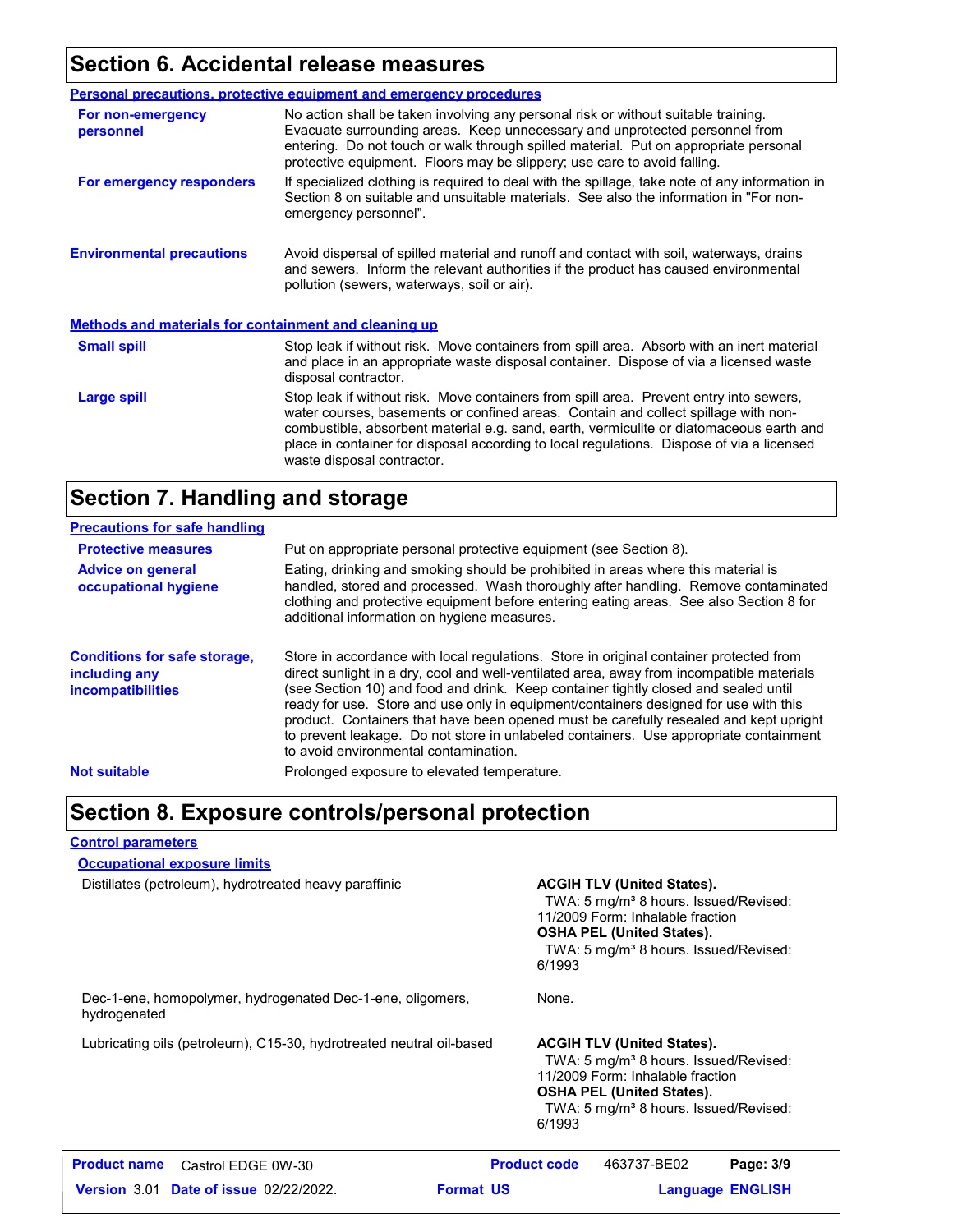## Section 6. Accidental release measures

**Personal precautions, protective equipment and emergency procedures**

**For non-emergency personnel**
No action shall be taken involving any personal risk or without suitable training. Evacuate surrounding areas. Keep unnecessary and unprotected personnel from entering. Do not touch or walk through spilled material. Put on appropriate personal protective equipment. Floors may be slippery; use care to avoid falling.

**For emergency responders**
If specialized clothing is required to deal with the spillage, take note of any information in Section 8 on suitable and unsuitable materials. See also the information in "For non-emergency personnel".

**Environmental precautions**
Avoid dispersal of spilled material and runoff and contact with soil, waterways, drains and sewers. Inform the relevant authorities if the product has caused environmental pollution (sewers, waterways, soil or air).

**Methods and materials for containment and cleaning up**

**Small spill**
Stop leak if without risk. Move containers from spill area. Absorb with an inert material and place in an appropriate waste disposal container. Dispose of via a licensed waste disposal contractor.

**Large spill**
Stop leak if without risk. Move containers from spill area. Prevent entry into sewers, water courses, basements or confined areas. Contain and collect spillage with non-combustible, absorbent material e.g. sand, earth, vermiculite or diatomaceous earth and place in container for disposal according to local regulations. Dispose of via a licensed waste disposal contractor.

## Section 7. Handling and storage

**Precautions for safe handling**

**Protective measures**
Put on appropriate personal protective equipment (see Section 8).

**Advice on general occupational hygiene**
Eating, drinking and smoking should be prohibited in areas where this material is handled, stored and processed. Wash thoroughly after handling. Remove contaminated clothing and protective equipment before entering eating areas. See also Section 8 for additional information on hygiene measures.

**Conditions for safe storage, including any incompatibilities**
Store in accordance with local regulations. Store in original container protected from direct sunlight in a dry, cool and well-ventilated area, away from incompatible materials (see Section 10) and food and drink. Keep container tightly closed and sealed until ready for use. Store and use only in equipment/containers designed for use with this product. Containers that have been opened must be carefully resealed and kept upright to prevent leakage. Do not store in unlabeled containers. Use appropriate containment to avoid environmental contamination.

**Not suitable**
Prolonged exposure to elevated temperature.

## Section 8. Exposure controls/personal protection

**Control parameters**

**Occupational exposure limits**

| Ingredient | Exposure limits |
|---|---|
| Distillates (petroleum), hydrotreated heavy paraffinic | **ACGIH TLV (United States).** TWA: 5 mg/m³ 8 hours. Issued/Revised: 11/2009 Form: Inhalable fraction **OSHA PEL (United States).** TWA: 5 mg/m³ 8 hours. Issued/Revised: 6/1993 |
| Dec-1-ene, homopolymer, hydrogenated Dec-1-ene, oligomers, hydrogenated | None. |
| Lubricating oils (petroleum), C15-30, hydrotreated neutral oil-based | **ACGIH TLV (United States).** TWA: 5 mg/m³ 8 hours. Issued/Revised: 11/2009 Form: Inhalable fraction **OSHA PEL (United States).** TWA: 5 mg/m³ 8 hours. Issued/Revised: 6/1993 |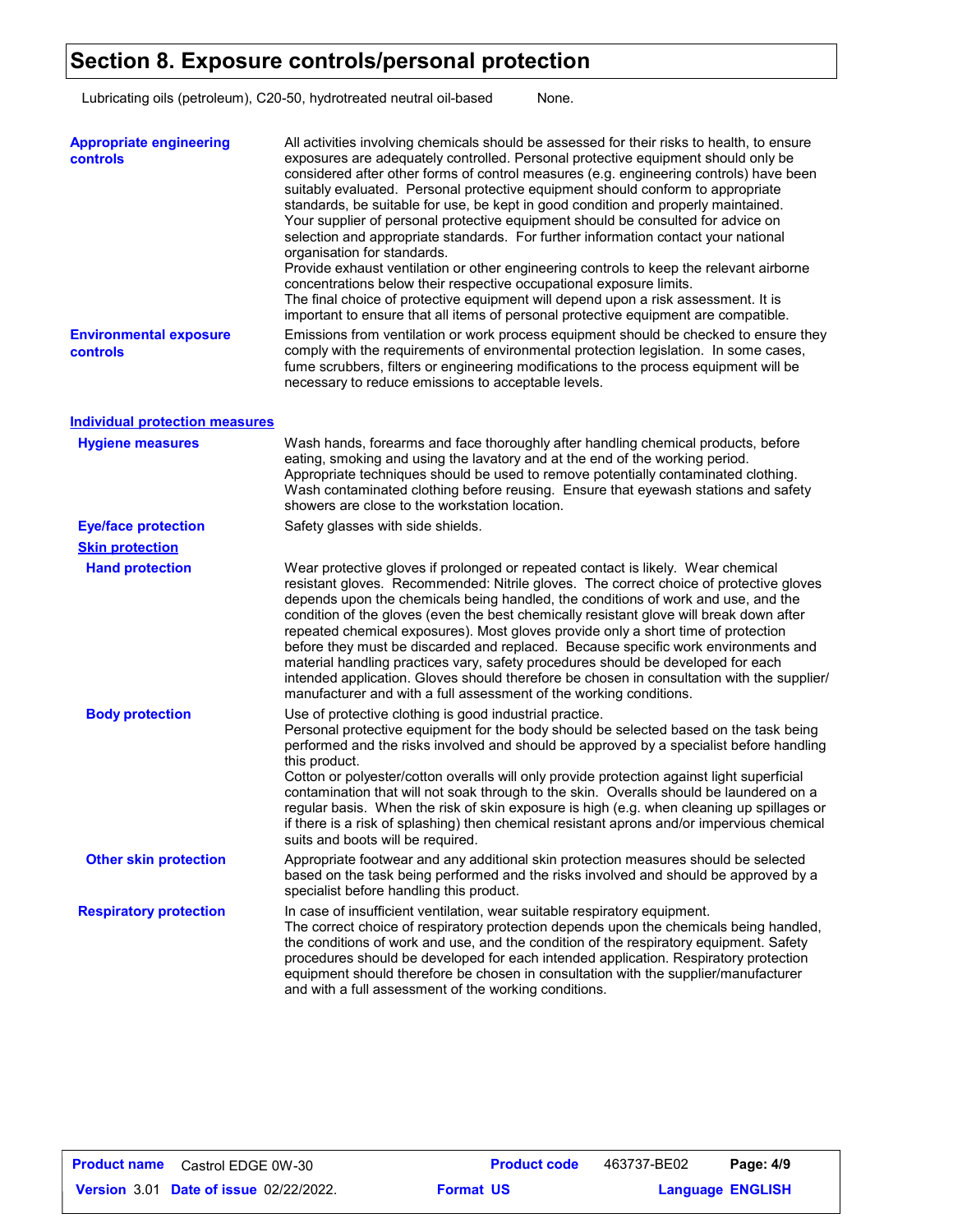# Section 8. Exposure controls/personal protection

| | |
|---|---|
| Lubricating oils (petroleum), C20-50, hydrotreated neutral oil-based | None. |

**Appropriate engineering controls**

All activities involving chemicals should be assessed for their risks to health, to ensure exposures are adequately controlled. Personal protective equipment should only be considered after other forms of control measures (e.g. engineering controls) have been suitably evaluated. Personal protective equipment should conform to appropriate standards, be suitable for use, be kept in good condition and properly maintained. Your supplier of personal protective equipment should be consulted for advice on selection and appropriate standards. For further information contact your national organisation for standards.
Provide exhaust ventilation or other engineering controls to keep the relevant airborne concentrations below their respective occupational exposure limits.
The final choice of protective equipment will depend upon a risk assessment. It is important to ensure that all items of personal protective equipment are compatible.

**Environmental exposure controls**

Emissions from ventilation or work process equipment should be checked to ensure they comply with the requirements of environmental protection legislation. In some cases, fume scrubbers, filters or engineering modifications to the process equipment will be necessary to reduce emissions to acceptable levels.

## Individual protection measures

**Hygiene measures**

Wash hands, forearms and face thoroughly after handling chemical products, before eating, smoking and using the lavatory and at the end of the working period. Appropriate techniques should be used to remove potentially contaminated clothing. Wash contaminated clothing before reusing. Ensure that eyewash stations and safety showers are close to the workstation location.

**Eye/face protection**

Safety glasses with side shields.

### Skin protection

**Hand protection**

Wear protective gloves if prolonged or repeated contact is likely. Wear chemical resistant gloves. Recommended: Nitrile gloves. The correct choice of protective gloves depends upon the chemicals being handled, the conditions of work and use, and the condition of the gloves (even the best chemically resistant glove will break down after repeated chemical exposures). Most gloves provide only a short time of protection before they must be discarded and replaced. Because specific work environments and material handling practices vary, safety procedures should be developed for each intended application. Gloves should therefore be chosen in consultation with the supplier/manufacturer and with a full assessment of the working conditions.

**Body protection**

Use of protective clothing is good industrial practice.
Personal protective equipment for the body should be selected based on the task being performed and the risks involved and should be approved by a specialist before handling this product.
Cotton or polyester/cotton overalls will only provide protection against light superficial contamination that will not soak through to the skin. Overalls should be laundered on a regular basis. When the risk of skin exposure is high (e.g. when cleaning up spillages or if there is a risk of splashing) then chemical resistant aprons and/or impervious chemical suits and boots will be required.

**Other skin protection**

Appropriate footwear and any additional skin protection measures should be selected based on the task being performed and the risks involved and should be approved by a specialist before handling this product.

**Respiratory protection**

In case of insufficient ventilation, wear suitable respiratory equipment.
The correct choice of respiratory protection depends upon the chemicals being handled, the conditions of work and use, and the condition of the respiratory equipment. Safety procedures should be developed for each intended application. Respiratory protection equipment should therefore be chosen in consultation with the supplier/manufacturer and with a full assessment of the working conditions.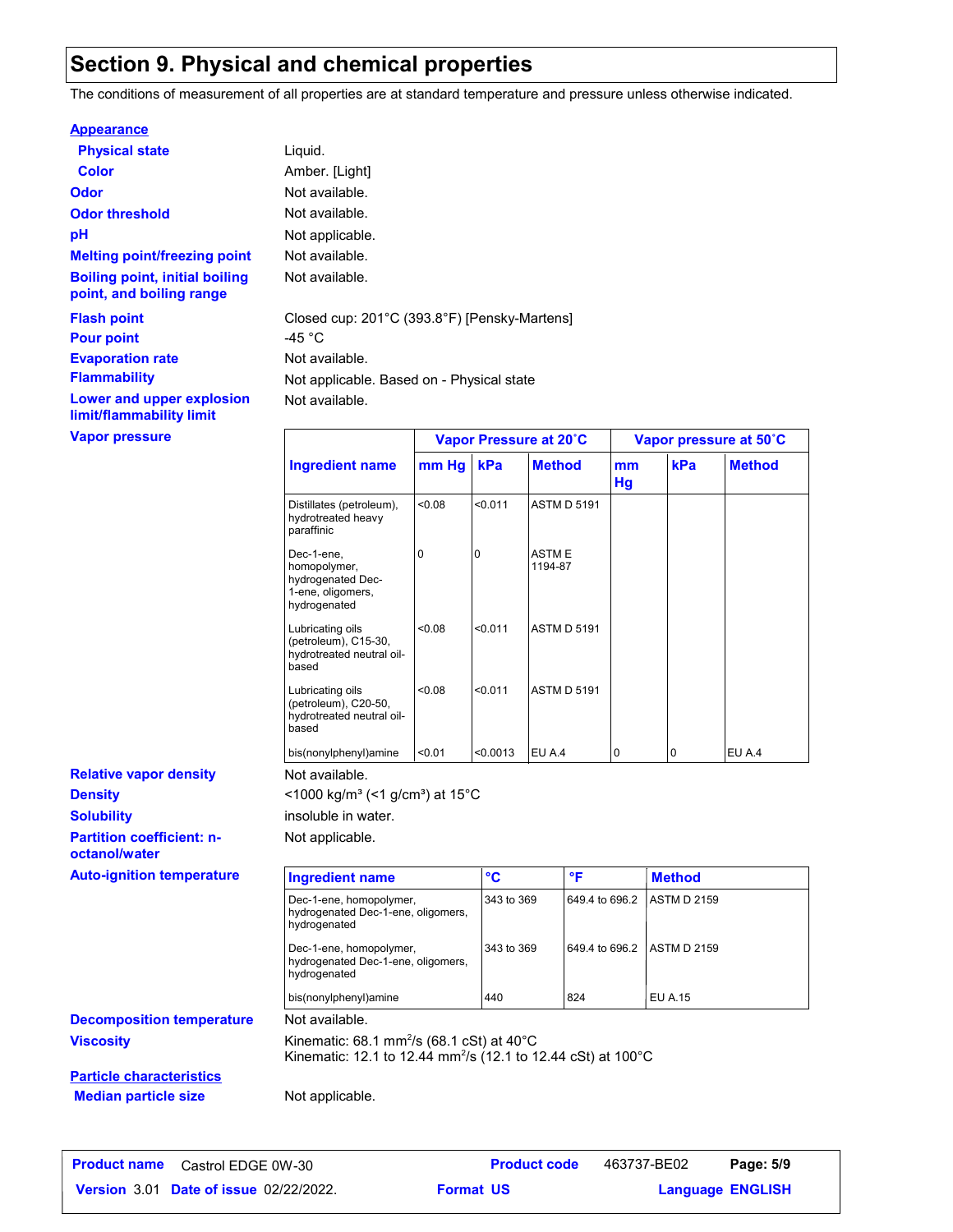## Section 9. Physical and chemical properties

The conditions of measurement of all properties are at standard temperature and pressure unless otherwise indicated.

**Appearance**

**Physical state**: Liquid.

**Color**: Amber. [Light]

**Odor**: Not available.

**Odor threshold**: Not available.

**pH**: Not applicable.

**Melting point/freezing point**: Not available.

**Boiling point, initial boiling point, and boiling range**: Not available.

**Flash point**: Closed cup: 201°C (393.8°F) [Pensky-Martens]

**Pour point**: -45 °C

**Evaporation rate**: Not available.

**Flammability**: Not applicable. Based on - Physical state

**Lower and upper explosion limit/flammability limit**: Not available.

**Vapor pressure**:

| Ingredient name | Vapor Pressure at 20˚C | | | Vapor pressure at 50˚C | | |
|---|---|---|---|---|---|---|
| | mm Hg | kPa | Method | mm Hg | kPa | Method |
| Distillates (petroleum), hydrotreated heavy paraffinic | <0.08 | <0.011 | ASTM D 5191 | | | |
| Dec-1-ene, homopolymer, hydrogenated Dec-1-ene, oligomers, hydrogenated | 0 | 0 | ASTM E 1194-87 | | | |
| Lubricating oils (petroleum), C15-30, hydrotreated neutral oil-based | <0.08 | <0.011 | ASTM D 5191 | | | |
| Lubricating oils (petroleum), C20-50, hydrotreated neutral oil-based | <0.08 | <0.011 | ASTM D 5191 | | | |
| bis(nonylphenyl)amine | <0.01 | <0.0013 | EU A.4 | 0 | 0 | EU A.4 |

**Relative vapor density**: Not available.

**Density**: <1000 kg/m³ (<1 g/cm³) at 15°C

**Solubility**: insoluble in water.

**Partition coefficient: n-octanol/water**: Not applicable.

**Auto-ignition temperature**:

| Ingredient name | °C | °F | Method |
|---|---|---|---|
| Dec-1-ene, homopolymer, hydrogenated Dec-1-ene, oligomers, hydrogenated | 343 to 369 | 649.4 to 696.2 | ASTM D 2159 |
| Dec-1-ene, homopolymer, hydrogenated Dec-1-ene, oligomers, hydrogenated | 343 to 369 | 649.4 to 696.2 | ASTM D 2159 |
| bis(nonylphenyl)amine | 440 | 824 | EU A.15 |

**Decomposition temperature**: Not available.

**Viscosity**: Kinematic: 68.1 $mm^2/s$ (68.1 cSt) at 40°C
Kinematic: 12.1 to 12.44 $mm^2/s$ (12.1 to 12.44 cSt) at 100°C

**Particle characteristics**

**Median particle size**: Not applicable.

| Product name | Castrol EDGE 0W-30 | Product code | 463737-BE02 |
|---|---|---|---|
| Version 3.01 | Date of issue 02/22/2022. | Format US | Language ENGLISH |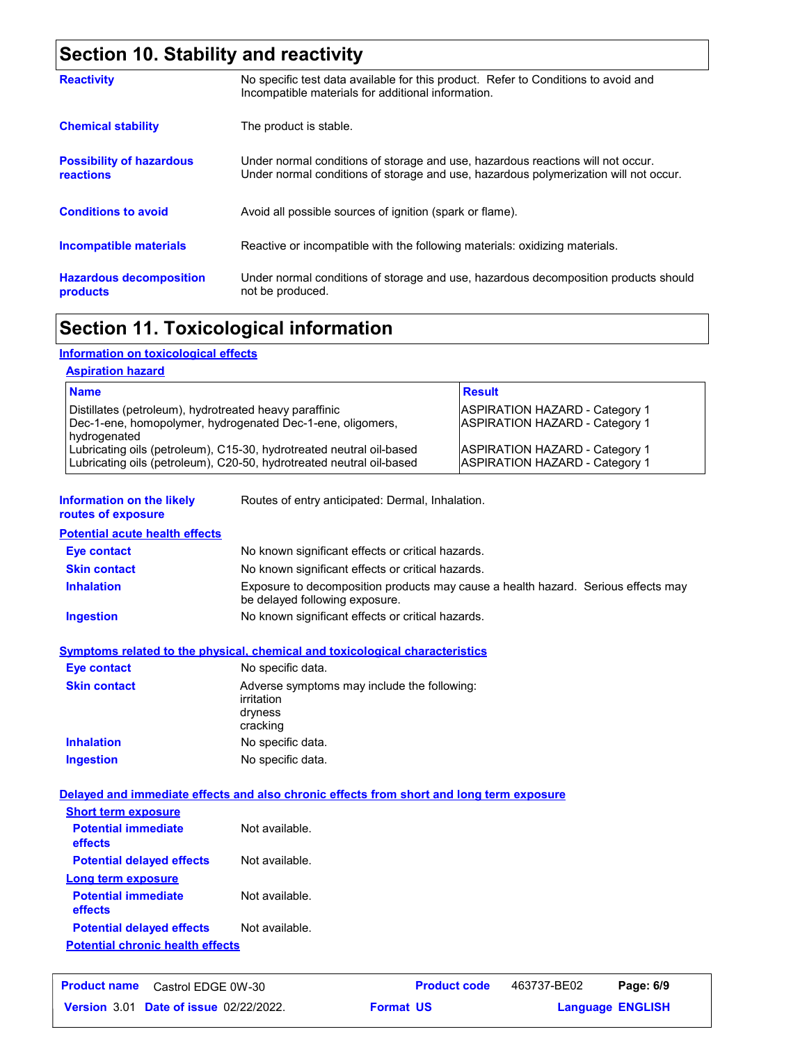## Section 10. Stability and reactivity

**Reactivity**: No specific test data available for this product. Refer to Conditions to avoid and Incompatible materials for additional information.

**Chemical stability**: The product is stable.

**Possibility of hazardous reactions**: Under normal conditions of storage and use, hazardous reactions will not occur. Under normal conditions of storage and use, hazardous polymerization will not occur.

**Conditions to avoid**: Avoid all possible sources of ignition (spark or flame).

**Incompatible materials**: Reactive or incompatible with the following materials: oxidizing materials.

**Hazardous decomposition products**: Under normal conditions of storage and use, hazardous decomposition products should not be produced.

## Section 11. Toxicological information

### Information on toxicological effects

#### Aspiration hazard

| Name | Result |
|---|---|
| Distillates (petroleum), hydrotreated heavy paraffinic | ASPIRATION HAZARD - Category 1 |
| Dec-1-ene, homopolymer, hydrogenated Dec-1-ene, oligomers, hydrogenated | ASPIRATION HAZARD - Category 1 |
| Lubricating oils (petroleum), C15-30, hydrotreated neutral oil-based | ASPIRATION HAZARD - Category 1 |
| Lubricating oils (petroleum), C20-50, hydrotreated neutral oil-based | ASPIRATION HAZARD - Category 1 |

**Information on the likely routes of exposure**: Routes of entry anticipated: Dermal, Inhalation.

#### Potential acute health effects

**Eye contact**: No known significant effects or critical hazards.

**Skin contact**: No known significant effects or critical hazards.

**Inhalation**: Exposure to decomposition products may cause a health hazard. Serious effects may be delayed following exposure.

**Ingestion**: No known significant effects or critical hazards.

#### Symptoms related to the physical, chemical and toxicological characteristics

**Eye contact**: No specific data.

**Skin contact**: Adverse symptoms may include the following:
irritation
dryness
cracking

**Inhalation**: No specific data.

**Ingestion**: No specific data.

#### Delayed and immediate effects and also chronic effects from short and long term exposure

**Short term exposure**

**Potential immediate effects**: Not available.

**Potential delayed effects**: Not available.

**Long term exposure**

**Potential immediate effects**: Not available.

**Potential delayed effects**: Not available.

**Potential chronic health effects**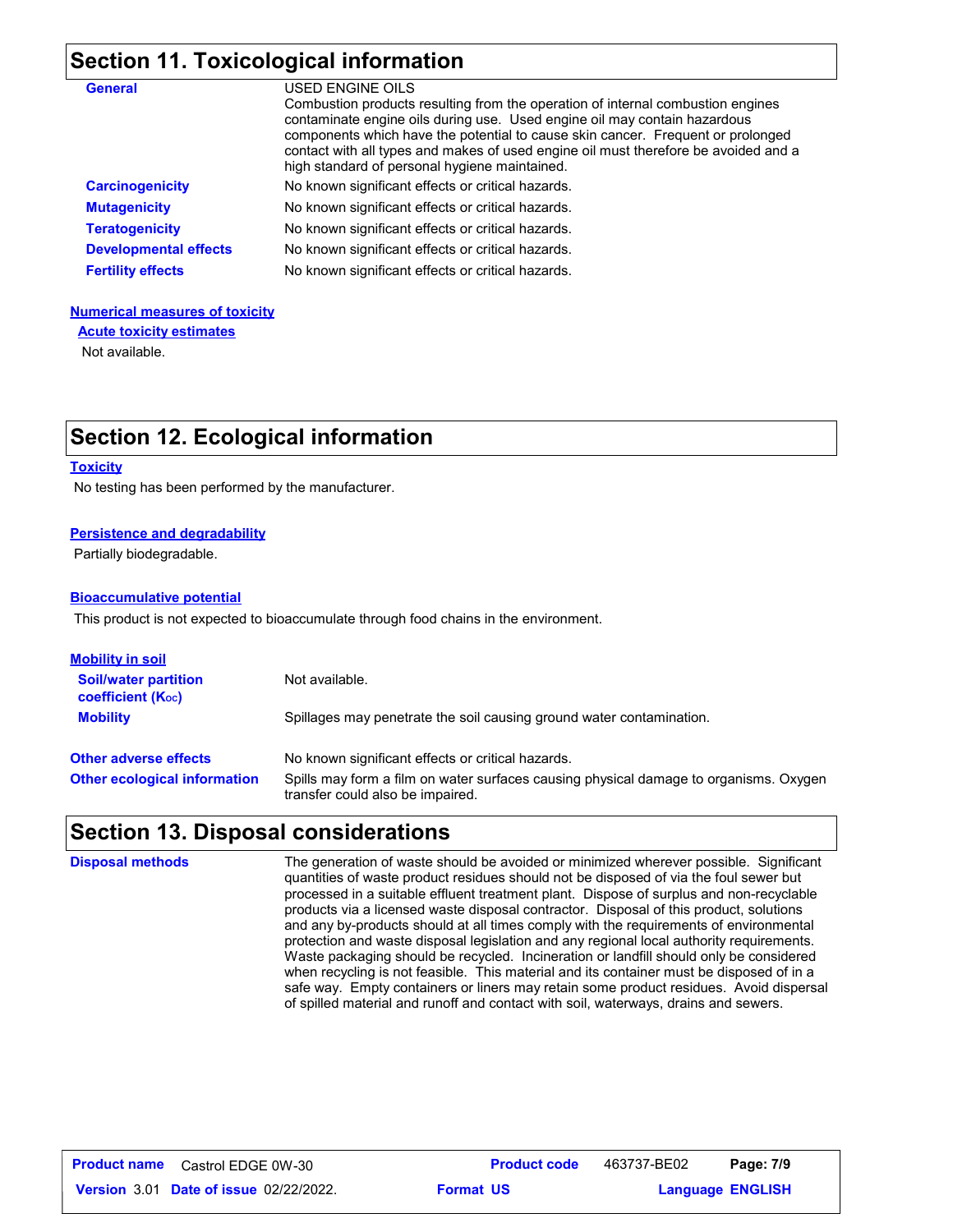## Section 11. Toxicological information

**General**

USED ENGINE OILS
Combustion products resulting from the operation of internal combustion engines contaminate engine oils during use. Used engine oil may contain hazardous components which have the potential to cause skin cancer. Frequent or prolonged contact with all types and makes of used engine oil must therefore be avoided and a high standard of personal hygiene maintained.

**Carcinogenicity**: No known significant effects or critical hazards.

**Mutagenicity**: No known significant effects or critical hazards.

**Teratogenicity**: No known significant effects or critical hazards.

**Developmental effects**: No known significant effects or critical hazards.

**Fertility effects**: No known significant effects or critical hazards.

### Numerical measures of toxicity

#### Acute toxicity estimates

Not available.

## Section 12. Ecological information

### Toxicity

No testing has been performed by the manufacturer.

### Persistence and degradability

Partially biodegradable.

### Bioaccumulative potential

This product is not expected to bioaccumulate through food chains in the environment.

### Mobility in soil

**Soil/water partition coefficient ($K_{OC}$)**: Not available.

**Mobility**: Spillages may penetrate the soil causing ground water contamination.

**Other adverse effects**: No known significant effects or critical hazards.

**Other ecological information**: Spills may form a film on water surfaces causing physical damage to organisms. Oxygen transfer could also be impaired.

## Section 13. Disposal considerations

**Disposal methods**: The generation of waste should be avoided or minimized wherever possible. Significant quantities of waste product residues should not be disposed of via the foul sewer but processed in a suitable effluent treatment plant. Dispose of surplus and non-recyclable products via a licensed waste disposal contractor. Disposal of this product, solutions and any by-products should at all times comply with the requirements of environmental protection and waste disposal legislation and any regional local authority requirements. Waste packaging should be recycled. Incineration or landfill should only be considered when recycling is not feasible. This material and its container must be disposed of in a safe way. Empty containers or liners may retain some product residues. Avoid dispersal of spilled material and runoff and contact with soil, waterways, drains and sewers.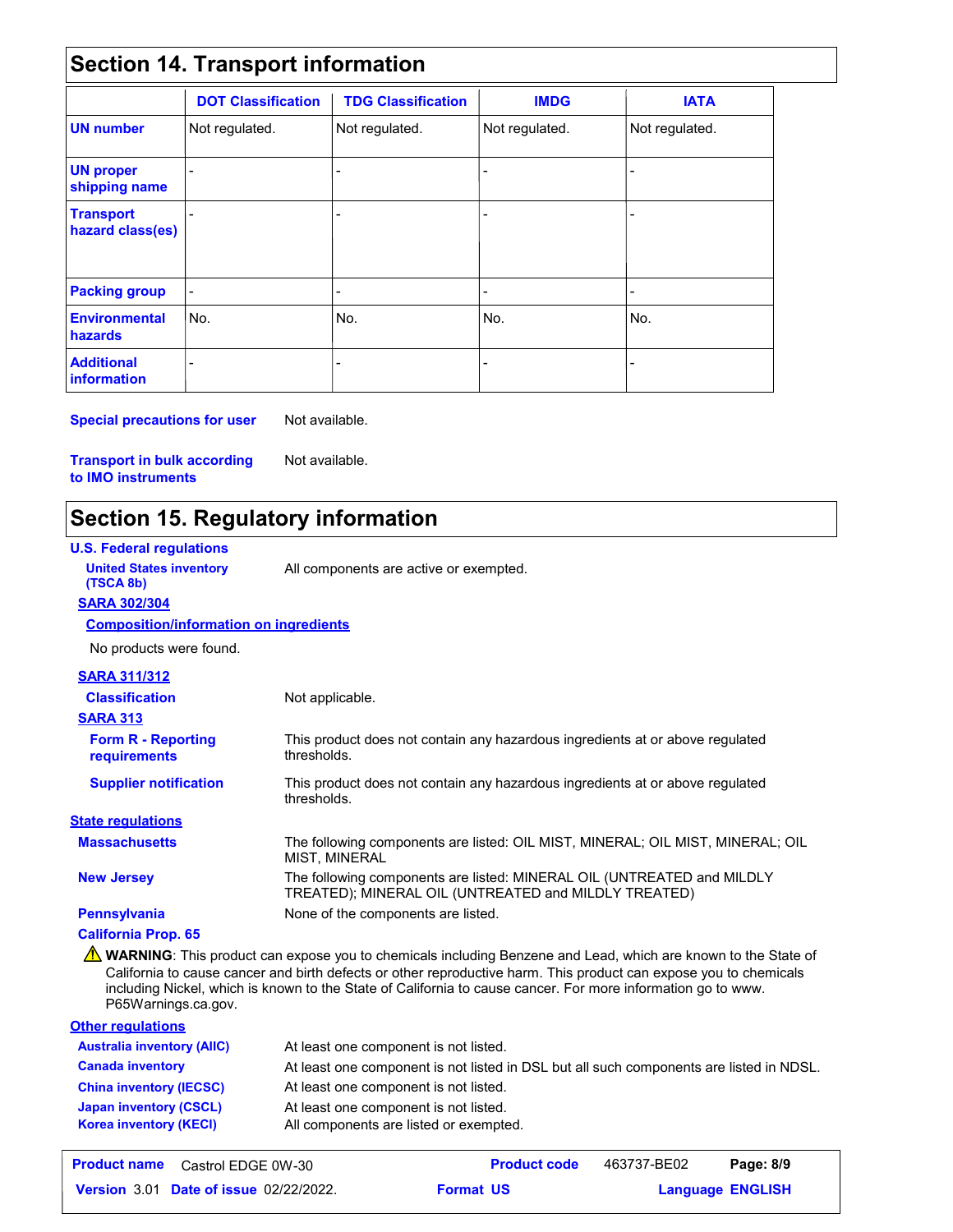## Section 14. Transport information

| | DOT Classification | TDG Classification | IMDG | IATA |
|---|---|---|---|---|
| **UN number** | Not regulated. | Not regulated. | Not regulated. | Not regulated. |
| **UN proper shipping name** | - | - | - | - |
| **Transport hazard class(es)** | - | - | - | - |
| **Packing group** | - | - | - | - |
| **Environmental hazards** | No. | No. | No. | No. |
| **Additional information** | - | - | - | - |

**Special precautions for user** Not available.

**Transport in bulk according to IMO instruments** Not available.

## Section 15. Regulatory information

**U.S. Federal regulations**

**United States inventory (TSCA 8b)** All components are active or exempted.

**SARA 302/304**

**Composition/information on ingredients**

No products were found.

**SARA 311/312**

**Classification** Not applicable.

**SARA 313**

**Form R - Reporting requirements** This product does not contain any hazardous ingredients at or above regulated thresholds.

**Supplier notification** This product does not contain any hazardous ingredients at or above regulated thresholds.

**State regulations**

**Massachusetts** The following components are listed: OIL MIST, MINERAL; OIL MIST, MINERAL; OIL MIST, MINERAL

**New Jersey** The following components are listed: MINERAL OIL (UNTREATED and MILDLY TREATED); MINERAL OIL (UNTREATED and MILDLY TREATED)

**Pennsylvania** None of the components are listed.

**California Prop. 65**

⚠ **WARNING**: This product can expose you to chemicals including Benzene and Lead, which are known to the State of California to cause cancer and birth defects or other reproductive harm. This product can expose you to chemicals including Nickel, which is known to the State of California to cause cancer. For more information go to www. P65Warnings.ca.gov.

**Other regulations**

**Australia inventory (AIIC)** At least one component is not listed.

**Canada inventory** At least one component is not listed in DSL but all such components are listed in NDSL.

**China inventory (IECSC)** At least one component is not listed.

**Japan inventory (CSCL)** At least one component is not listed.

**Korea inventory (KECI)** All components are listed or exempted.

| **Product name** Castrol EDGE 0W-30 | **Product code** 463737-BE02 | |
|---|---|---|
| **Version** 3.01 **Date of issue** 02/22/2022. | **Format** US | **Language** ENGLISH |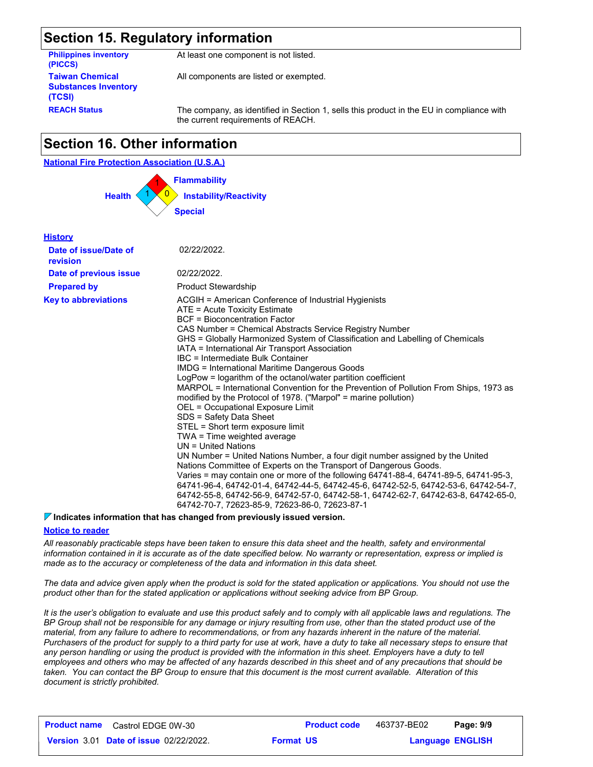# Section 15. Regulatory information

| | |
|---|---|
| **Philippines inventory (PICCS)** | At least one component is not listed. |
| **Taiwan Chemical Substances Inventory (TCSI)** | All components are listed or exempted. |
| **REACH Status** | The company, as identified in Section 1, sells this product in the EU in compliance with the current requirements of REACH. |

# Section 16. Other information

**National Fire Protection Association (U.S.A.)**

Health: 1
Flammability: 1
Instability/Reactivity: 0
Special

**History**

| | |
|---|---|
| **Date of issue/Date of revision** | 02/22/2022. |
| **Date of previous issue** | 02/22/2022. |
| **Prepared by** | Product Stewardship |

**Key to abbreviations**

ACGIH = American Conference of Industrial Hygienists
ATE = Acute Toxicity Estimate
BCF = Bioconcentration Factor
CAS Number = Chemical Abstracts Service Registry Number
GHS = Globally Harmonized System of Classification and Labelling of Chemicals
IATA = International Air Transport Association
IBC = Intermediate Bulk Container
IMDG = International Maritime Dangerous Goods
LogPow = logarithm of the octanol/water partition coefficient
MARPOL = International Convention for the Prevention of Pollution From Ships, 1973 as modified by the Protocol of 1978. ("Marpol" = marine pollution)
OEL = Occupational Exposure Limit
SDS = Safety Data Sheet
STEL = Short term exposure limit
TWA = Time weighted average
UN = United Nations
UN Number = United Nations Number, a four digit number assigned by the United Nations Committee of Experts on the Transport of Dangerous Goods.
Varies = may contain one or more of the following 64741-88-4, 64741-89-5, 64741-95-3, 64741-96-4, 64742-01-4, 64742-44-5, 64742-45-6, 64742-52-5, 64742-53-6, 64742-54-7, 64742-55-8, 64742-56-9, 64742-57-0, 64742-58-1, 64742-62-7, 64742-63-8, 64742-65-0, 64742-70-7, 72623-85-9, 72623-86-0, 72623-87-1

**Indicates information that has changed from previously issued version.**

**Notice to reader**

*All reasonably practicable steps have been taken to ensure this data sheet and the health, safety and environmental information contained in it is accurate as of the date specified below. No warranty or representation, express or implied is made as to the accuracy or completeness of the data and information in this data sheet.*

*The data and advice given apply when the product is sold for the stated application or applications. You should not use the product other than for the stated application or applications without seeking advice from BP Group.*

*It is the user's obligation to evaluate and use this product safely and to comply with all applicable laws and regulations. The BP Group shall not be responsible for any damage or injury resulting from use, other than the stated product use of the material, from any failure to adhere to recommendations, or from any hazards inherent in the nature of the material. Purchasers of the product for supply to a third party for use at work, have a duty to take all necessary steps to ensure that any person handling or using the product is provided with the information in this sheet. Employers have a duty to tell employees and others who may be affected of any hazards described in this sheet and of any precautions that should be taken. You can contact the BP Group to ensure that this document is the most current available. Alteration of this document is strictly prohibited.*